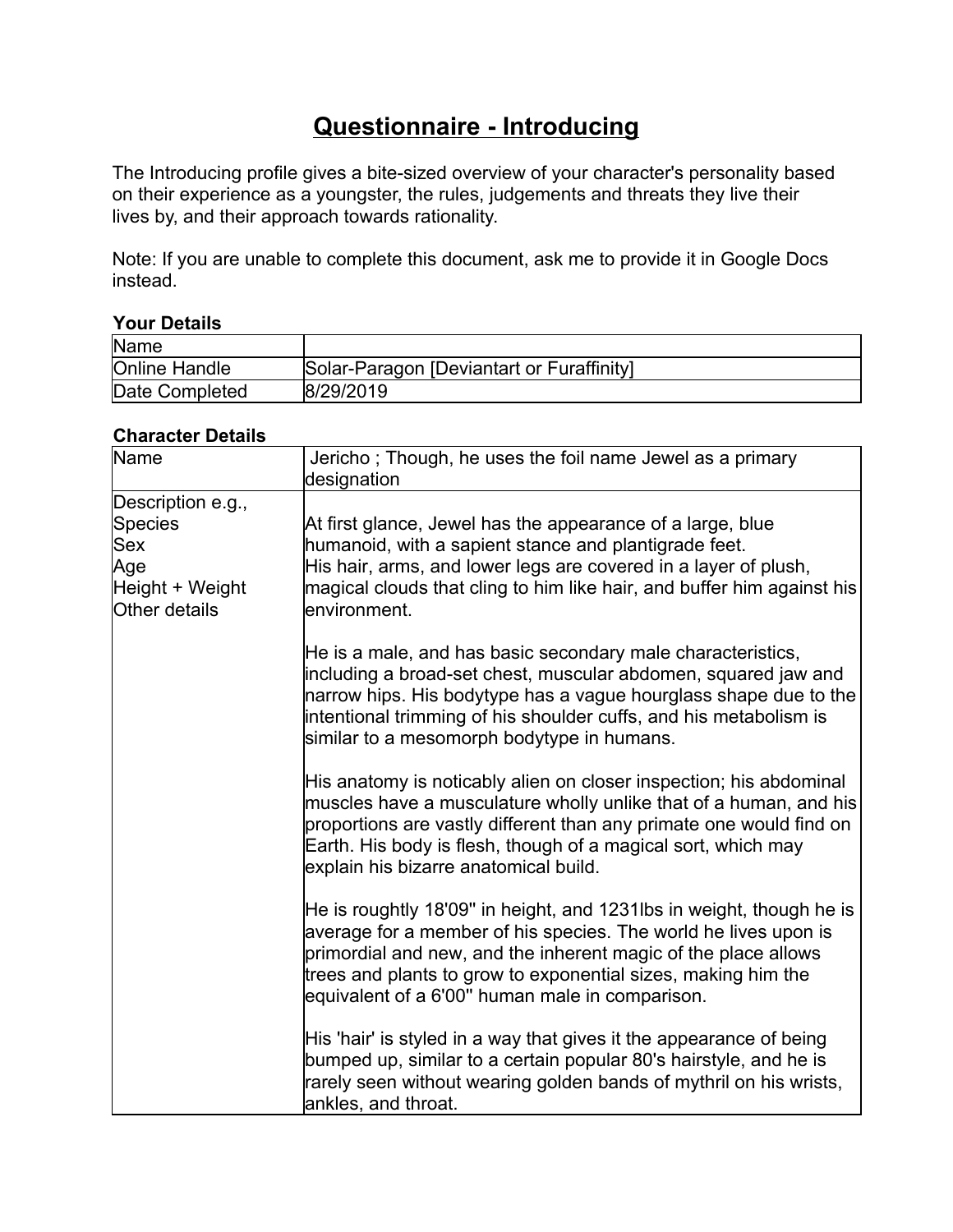# Questionnaire - Introducing

The Introducing profile gives a bite-sized overview of your character's personality based on their experience as a youngster, the rules, judgements and threats they live their lives by, and their approach towards rationality.

Note: If you are unable to complete this document, ask me to provide it in Google Docs instead.

### Your Details

| Name | |
|---|---|
| Online Handle | Solar-Paragon [Deviantart or Furaffinity] |
| Date Completed | 8/29/2019 |

### Character Details

| Name | Jericho ; Though, he uses the foil name Jewel as a primary designation |
|---|---|
| Description e.g.,<br>Species<br>Sex<br>Age<br>Height + Weight<br>Other details | At first glance, Jewel has the appearance of a large, blue humanoid, with a sapient stance and plantigrade feet.<br>His hair, arms, and lower legs are covered in a layer of plush, magical clouds that cling to him like hair, and buffer him against his environment.<br><br>He is a male, and has basic secondary male characteristics, including a broad-set chest, muscular abdomen, squared jaw and narrow hips. His bodytype has a vague hourglass shape due to the intentional trimming of his shoulder cuffs, and his metabolism is similar to a mesomorph bodytype in humans.<br><br>His anatomy is noticably alien on closer inspection; his abdominal muscles have a musculature wholly unlike that of a human, and his proportions are vastly different than any primate one would find on Earth. His body is flesh, though of a magical sort, which may explain his bizarre anatomical build.<br><br>He is roughly 18'09" in height, and 1231lbs in weight, though he is average for a member of his species. The world he lives upon is primordial and new, and the inherent magic of the place allows trees and plants to grow to exponential sizes, making him the equivalent of a 6'00" human male in comparison.<br><br>His 'hair' is styled in a way that gives it the appearance of being bumped up, similar to a certain popular 80's hairstyle, and he is rarely seen without wearing golden bands of mythril on his wrists, ankles, and throat. |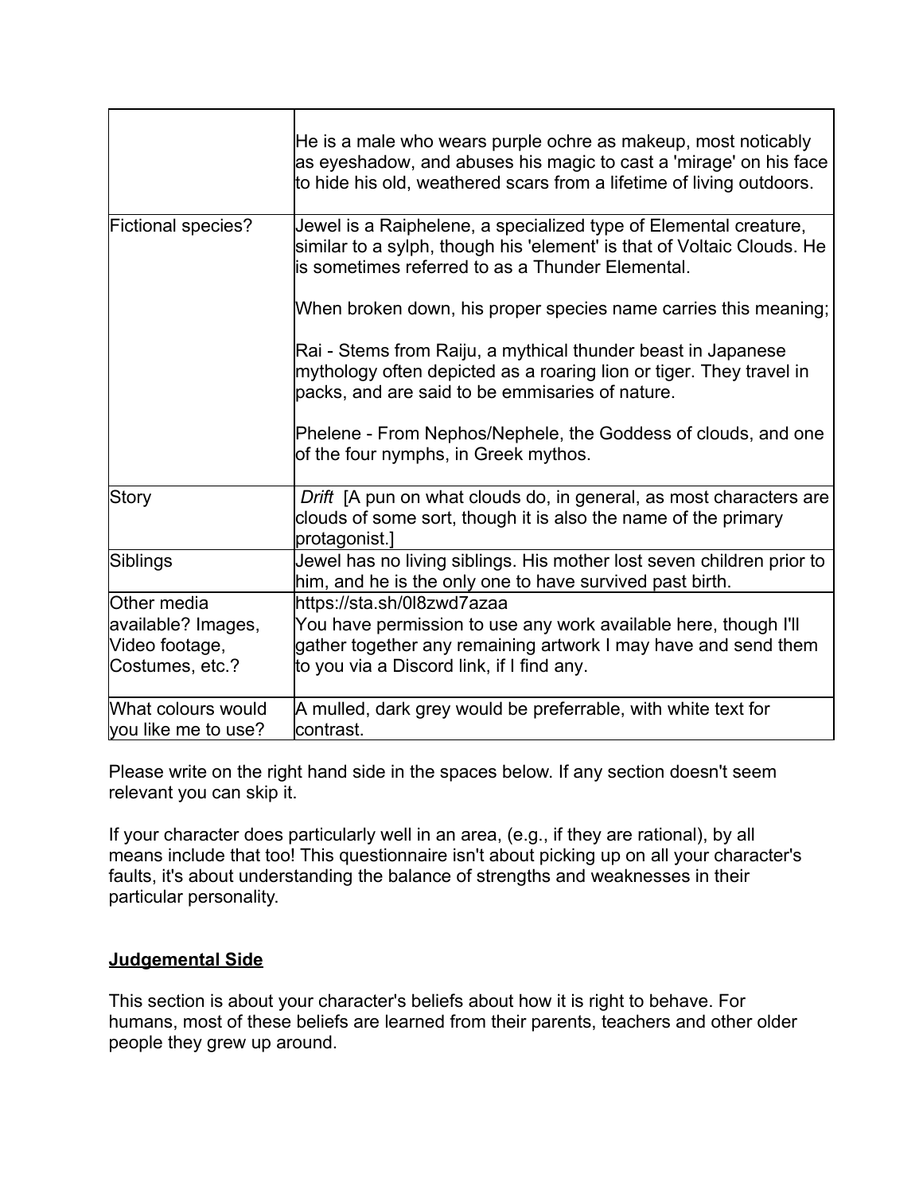| | |
|---|---|
| | He is a male who wears purple ochre as makeup, most noticably as eyeshadow, and abuses his magic to cast a 'mirage' on his face to hide his old, weathered scars from a lifetime of living outdoors. |
| Fictional species? | Jewel is a Raiphelene, a specialized type of Elemental creature, similar to a sylph, though his 'element' is that of Voltaic Clouds. He is sometimes referred to as a Thunder Elemental.<br><br>When broken down, his proper species name carries this meaning;<br><br>Rai - Stems from Raiju, a mythical thunder beast in Japanese mythology often depicted as a roaring lion or tiger. They travel in packs, and are said to be emmisaries of nature.<br><br>Phelene - From Nephos/Nephele, the Goddess of clouds, and one of the four nymphs, in Greek mythos. |
| Story | *Drift* [A pun on what clouds do, in general, as most characters are clouds of some sort, though it is also the name of the primary protagonist.] |
| Siblings | Jewel has no living siblings. His mother lost seven children prior to him, and he is the only one to have survived past birth. |
| Other media available? Images, Video footage, Costumes, etc.? | https://sta.sh/0l8zwd7azaa<br>You have permission to use any work available here, though I'll gather together any remaining artwork I may have and send them to you via a Discord link, if I find any. |
| What colours would you like me to use? | A mulled, dark grey would be preferrable, with white text for contrast. |

Please write on the right hand side in the spaces below. If any section doesn't seem relevant you can skip it.

If your character does particularly well in an area, (e.g., if they are rational), by all means include that too! This questionnaire isn't about picking up on all your character's faults, it's about understanding the balance of strengths and weaknesses in their particular personality.

## Judgemental Side

This section is about your character's beliefs about how it is right to behave. For humans, most of these beliefs are learned from their parents, teachers and other older people they grew up around.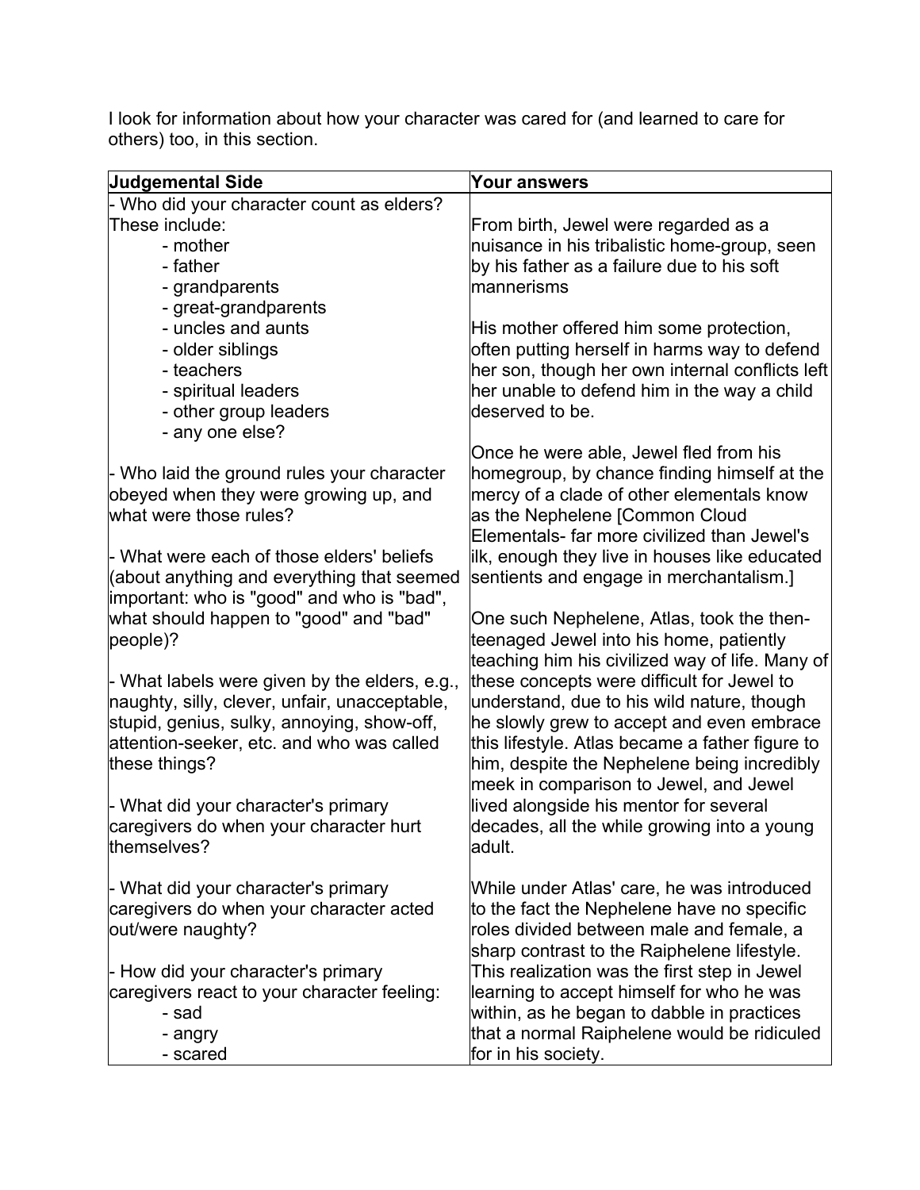I look for information about how your character was cared for (and learned to care for others) too, in this section.

| Judgemental Side | Your answers |
|---|---|
| - Who did your character count as elders? These include:<br>- mother<br>- father<br>- grandparents<br>- great-grandparents<br>- uncles and aunts<br>- older siblings<br>- teachers<br>- spiritual leaders<br>- other group leaders<br>- any one else?<br><br>- Who laid the ground rules your character obeyed when they were growing up, and what were those rules?<br><br>- What were each of those elders' beliefs (about anything and everything that seemed important: who is "good" and who is "bad", what should happen to "good" and "bad" people)?<br><br>- What labels were given by the elders, e.g., naughty, silly, clever, unfair, unacceptable, stupid, genius, sulky, annoying, show-off, attention-seeker, etc. and who was called these things?<br><br>- What did your character's primary caregivers do when your character hurt themselves?<br><br>- What did your character's primary caregivers do when your character acted out/were naughty?<br><br>- How did your character's primary caregivers react to your character feeling:<br>- sad<br>- angry<br>- scared | From birth, Jewel were regarded as a nuisance in his tribalistic home-group, seen by his father as a failure due to his soft mannerisms<br><br>His mother offered him some protection, often putting herself in harms way to defend her son, though her own internal conflicts left her unable to defend him in the way a child deserved to be.<br><br>Once he were able, Jewel fled from his homegroup, by chance finding himself at the mercy of a clade of other elementals know as the Nephelene [Common Cloud Elementals- far more civilized than Jewel's ilk, enough they live in houses like educated sentients and engage in merchantalism.]<br><br>One such Nephelene, Atlas, took the then-teenaged Jewel into his home, patiently teaching him his civilized way of life. Many of these concepts were difficult for Jewel to understand, due to his wild nature, though he slowly grew to accept and even embrace this lifestyle. Atlas became a father figure to him, despite the Nephelene being incredibly meek in comparison to Jewel, and Jewel lived alongside his mentor for several decades, all the while growing into a young adult.<br><br>While under Atlas' care, he was introduced to the fact the Nephelene have no specific roles divided between male and female, a sharp contrast to the Raiphelene lifestyle. This realization was the first step in Jewel learning to accept himself for who he was within, as he began to dabble in practices that a normal Raiphelene would be ridiculed for in his society. |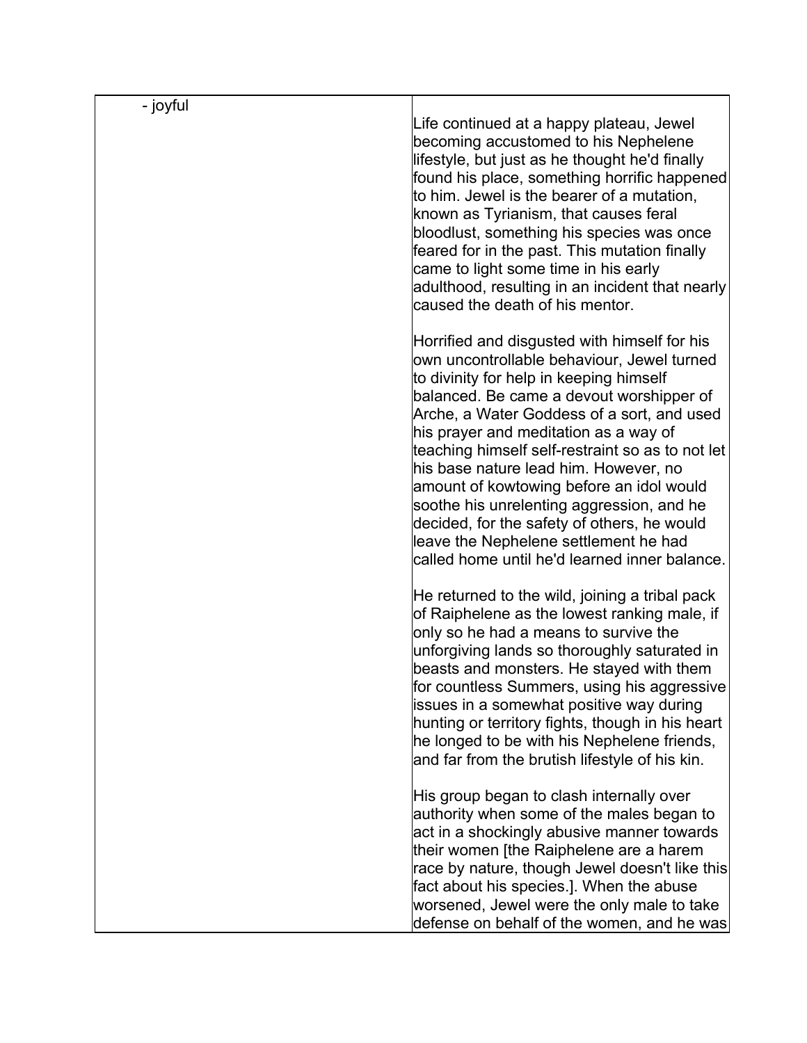| - joyful | Life continued at a happy plateau, Jewel becoming accustomed to his Nephelene lifestyle, but just as he thought he'd finally found his place, something horrific happened to him. Jewel is the bearer of a mutation, known as Tyrianism, that causes feral bloodlust, something his species was once feared for in the past. This mutation finally came to light some time in his early adulthood, resulting in an incident that nearly caused the death of his mentor.<br><br>Horrified and disgusted with himself for his own uncontrollable behaviour, Jewel turned to divinity for help in keeping himself balanced. Be came a devout worshipper of Arche, a Water Goddess of a sort, and used his prayer and meditation as a way of teaching himself self-restraint so as to not let his base nature lead him. However, no amount of kowtowing before an idol would soothe his unrelenting aggression, and he decided, for the safety of others, he would leave the Nephelene settlement he had called home until he'd learned inner balance.<br><br>He returned to the wild, joining a tribal pack of Raiphelene as the lowest ranking male, if only so he had a means to survive the unforgiving lands so thoroughly saturated in beasts and monsters. He stayed with them for countless Summers, using his aggressive issues in a somewhat positive way during hunting or territory fights, though in his heart he longed to be with his Nephelene friends, and far from the brutish lifestyle of his kin.<br><br>His group began to clash internally over authority when some of the males began to act in a shockingly abusive manner towards their women [the Raiphelene are a harem race by nature, though Jewel doesn't like this fact about his species.]. When the abuse worsened, Jewel were the only male to take defense on behalf of the women, and he was |
|---|---|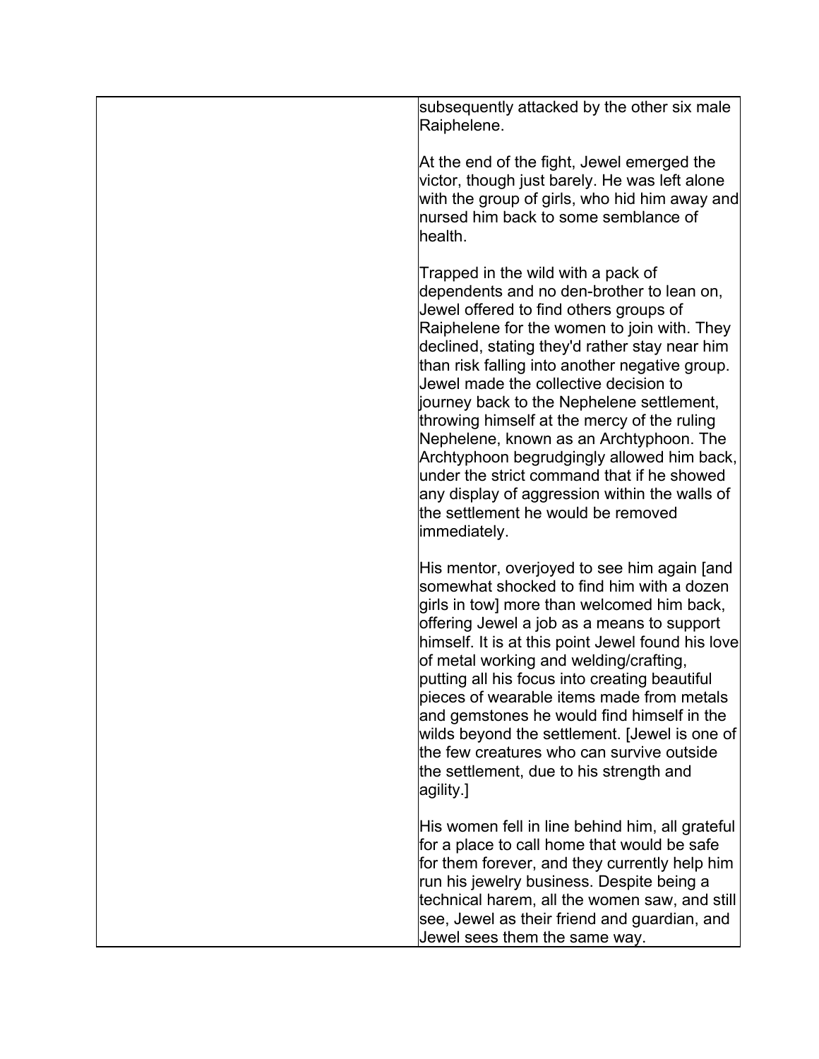| | |
|---|---|
| | subsequently attacked by the other six male Raiphelene.<br><br>At the end of the fight, Jewel emerged the victor, though just barely. He was left alone with the group of girls, who hid him away and nursed him back to some semblance of health.<br><br>Trapped in the wild with a pack of dependents and no den-brother to lean on, Jewel offered to find others groups of Raiphelene for the women to join with. They declined, stating they'd rather stay near him than risk falling into another negative group. Jewel made the collective decision to journey back to the Nephelene settlement, throwing himself at the mercy of the ruling Nephelene, known as an Archtyphoon. The Archtyphoon begrudgingly allowed him back, under the strict command that if he showed any display of aggression within the walls of the settlement he would be removed immediately.<br><br>His mentor, overjoyed to see him again [and somewhat shocked to find him with a dozen girls in tow] more than welcomed him back, offering Jewel a job as a means to support himself. It is at this point Jewel found his love of metal working and welding/crafting, putting all his focus into creating beautiful pieces of wearable items made from metals and gemstones he would find himself in the wilds beyond the settlement. [Jewel is one of the few creatures who can survive outside the settlement, due to his strength and agility.]<br><br>His women fell in line behind him, all grateful for a place to call home that would be safe for them forever, and they currently help him run his jewelry business. Despite being a technical harem, all the women saw, and still see, Jewel as their friend and guardian, and Jewel sees them the same way. |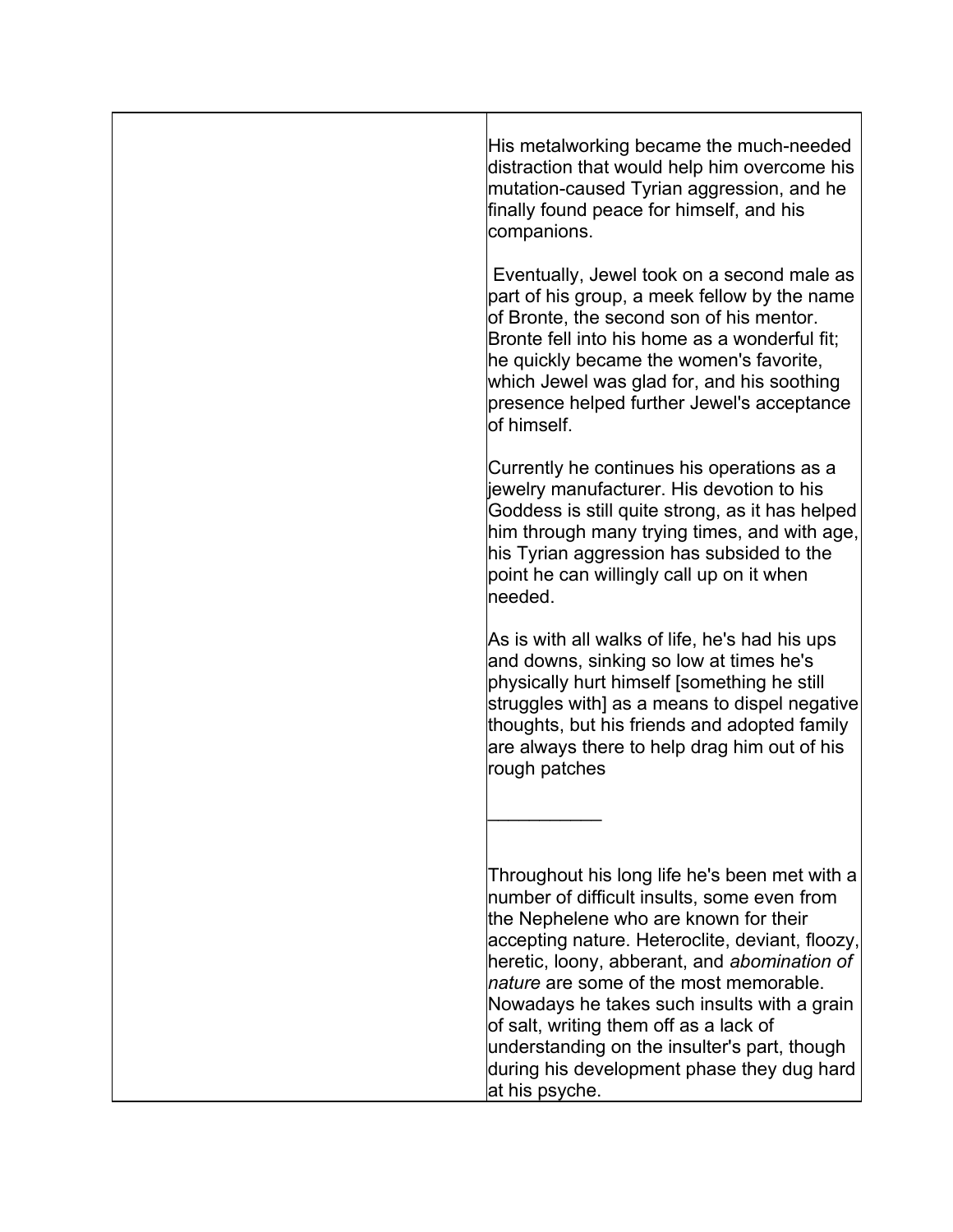His metalworking became the much-needed distraction that would help him overcome his mutation-caused Tyrian aggression, and he finally found peace for himself, and his companions.

Eventually, Jewel took on a second male as part of his group, a meek fellow by the name of Bronte, the second son of his mentor. Bronte fell into his home as a wonderful fit; he quickly became the women's favorite, which Jewel was glad for, and his soothing presence helped further Jewel's acceptance of himself.

Currently he continues his operations as a jewelry manufacturer. His devotion to his Goddess is still quite strong, as it has helped him through many trying times, and with age, his Tyrian aggression has subsided to the point he can willingly call up on it when needed.

As is with all walks of life, he's had his ups and downs, sinking so low at times he's physically hurt himself [something he still struggles with] as a means to dispel negative thoughts, but his friends and adopted family are always there to help drag him out of his rough patches

___________

Throughout his long life he's been met with a number of difficult insults, some even from the Nephelene who are known for their accepting nature. Heteroclite, deviant, floozy, heretic, loony, abberant, and *abomination of nature* are some of the most memorable. Nowadays he takes such insults with a grain of salt, writing them off as a lack of understanding on the insulter's part, though during his development phase they dug hard at his psyche.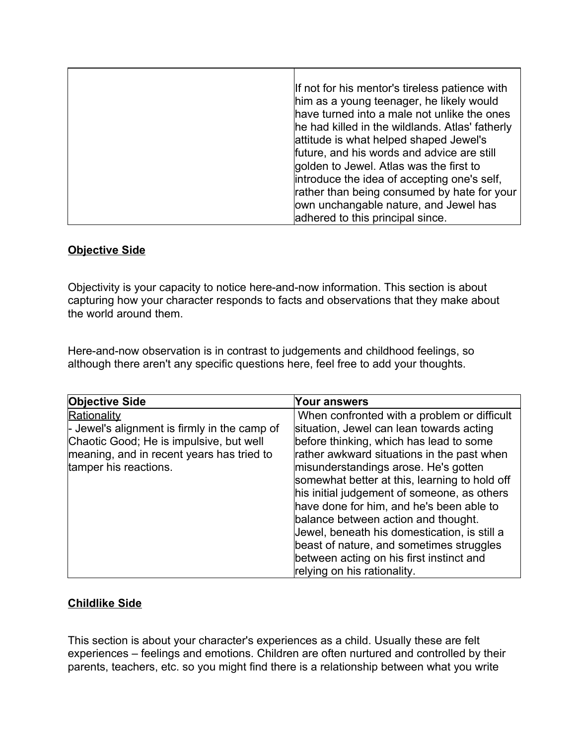| | |
|---|---|
| | If not for his mentor's tireless patience with him as a young teenager, he likely would have turned into a male not unlike the ones he had killed in the wildlands. Atlas' fatherly attitude is what helped shaped Jewel's future, and his words and advice are still golden to Jewel. Atlas was the first to introduce the idea of accepting one's self, rather than being consumed by hate for your own unchangable nature, and Jewel has adhered to this principal since. |

## Objective Side

Objectivity is your capacity to notice here-and-now information. This section is about capturing how your character responds to facts and observations that they make about the world around them.

Here-and-now observation is in contrast to judgements and childhood feelings, so although there aren't any specific questions here, feel free to add your thoughts.

| Objective Side | Your answers |
|---|---|
| Rationality<br>- Jewel's alignment is firmly in the camp of Chaotic Good; He is impulsive, but well meaning, and in recent years has tried to tamper his reactions. | When confronted with a problem or difficult situation, Jewel can lean towards acting before thinking, which has lead to some rather awkward situations in the past when misunderstandings arose. He's gotten somewhat better at this, learning to hold off his initial judgement of someone, as others have done for him, and he's been able to balance between action and thought. Jewel, beneath his domestication, is still a beast of nature, and sometimes struggles between acting on his first instinct and relying on his rationality. |

## Childlike Side

This section is about your character's experiences as a child. Usually these are felt experiences – feelings and emotions. Children are often nurtured and controlled by their parents, teachers, etc. so you might find there is a relationship between what you write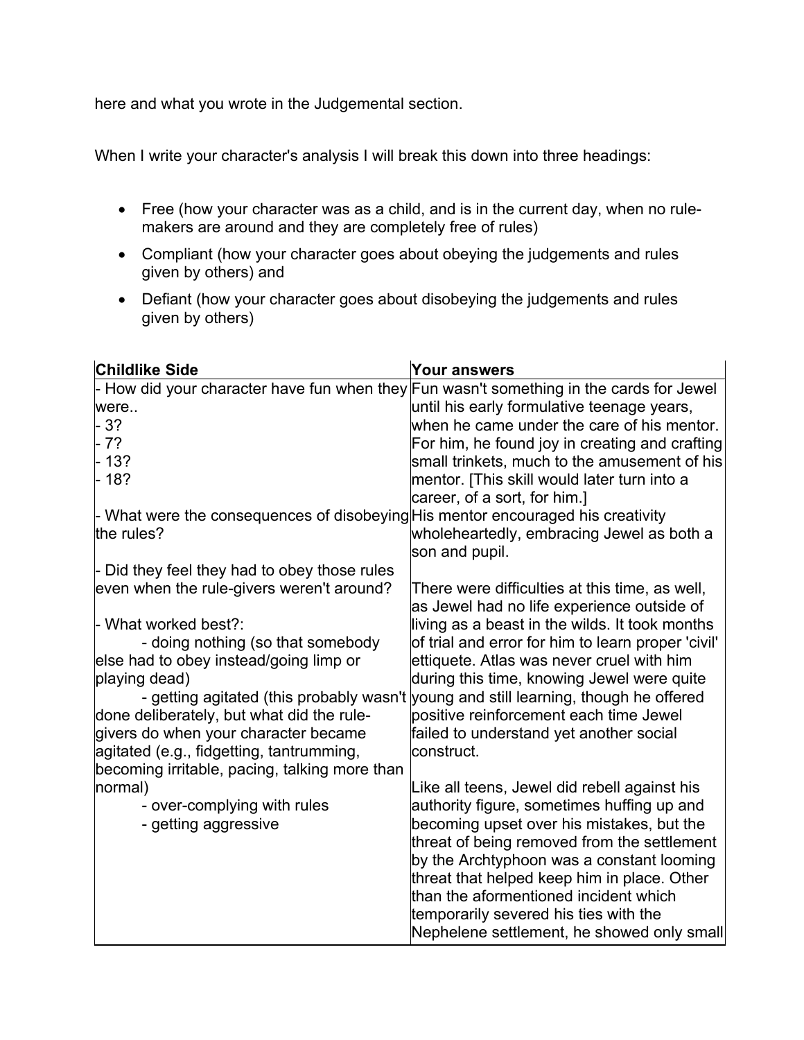here and what you wrote in the Judgemental section.

When I write your character's analysis I will break this down into three headings:

- Free (how your character was as a child, and is in the current day, when no rule-makers are around and they are completely free of rules)
- Compliant (how your character goes about obeying the judgements and rules given by others) and
- Defiant (how your character goes about disobeying the judgements and rules given by others)

| Childlike Side | Your answers |
|---|---|
| - How did your character have fun when they were..<br>- 3?<br>- 7?<br>- 13?<br>- 18?<br><br>- What were the consequences of disobeying the rules?<br><br>- Did they feel they had to obey those rules even when the rule-givers weren't around?<br><br>- What worked best?:<br>- doing nothing (so that somebody else had to obey instead/going limp or playing dead)<br>- getting agitated (this probably wasn't done deliberately, but what did the rule-givers do when your character became agitated (e.g., fidgetting, tantrumming, becoming irritable, pacing, talking more than normal)<br>- over-complying with rules<br>- getting aggressive | Fun wasn't something in the cards for Jewel until his early formulative teenage years, when he came under the care of his mentor. For him, he found joy in creating and crafting small trinkets, much to the amusement of his mentor. [This skill would later turn into a career, of a sort, for him.]<br>His mentor encouraged his creativity wholeheartedly, embracing Jewel as both a son and pupil.<br><br>There were difficulties at this time, as well, as Jewel had no life experience outside of living as a beast in the wilds. It took months of trial and error for him to learn proper 'civil' ettiquete. Atlas was never cruel with him during this time, knowing Jewel were quite young and still learning, though he offered positive reinforcement each time Jewel failed to understand yet another social construct.<br><br>Like all teens, Jewel did rebell against his authority figure, sometimes huffing up and becoming upset over his mistakes, but the threat of being removed from the settlement by the Archtyphoon was a constant looming threat that helped keep him in place. Other than the aforementioned incident which temporarily severed his ties with the Nephelene settlement, he showed only small |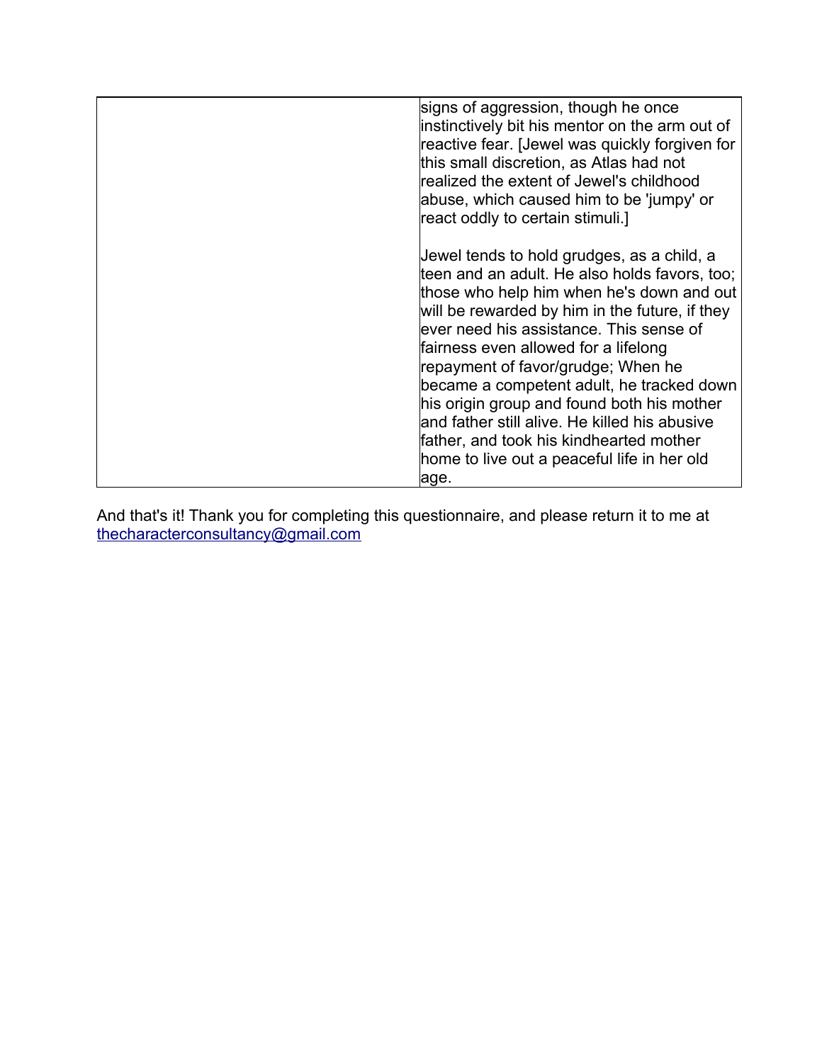| | |
|---|---|
| | signs of aggression, though he once instinctively bit his mentor on the arm out of reactive fear. [Jewel was quickly forgiven for this small discretion, as Atlas had not realized the extent of Jewel's childhood abuse, which caused him to be 'jumpy' or react oddly to certain stimuli.]<br><br>Jewel tends to hold grudges, as a child, a teen and an adult. He also holds favors, too; those who help him when he's down and out will be rewarded by him in the future, if they ever need his assistance. This sense of fairness even allowed for a lifelong repayment of favor/grudge; When he became a competent adult, he tracked down his origin group and found both his mother and father still alive. He killed his abusive father, and took his kindhearted mother home to live out a peaceful life in her old age. |

And that's it! Thank you for completing this questionnaire, and please return it to me at thecharacterconsultancy@gmail.com